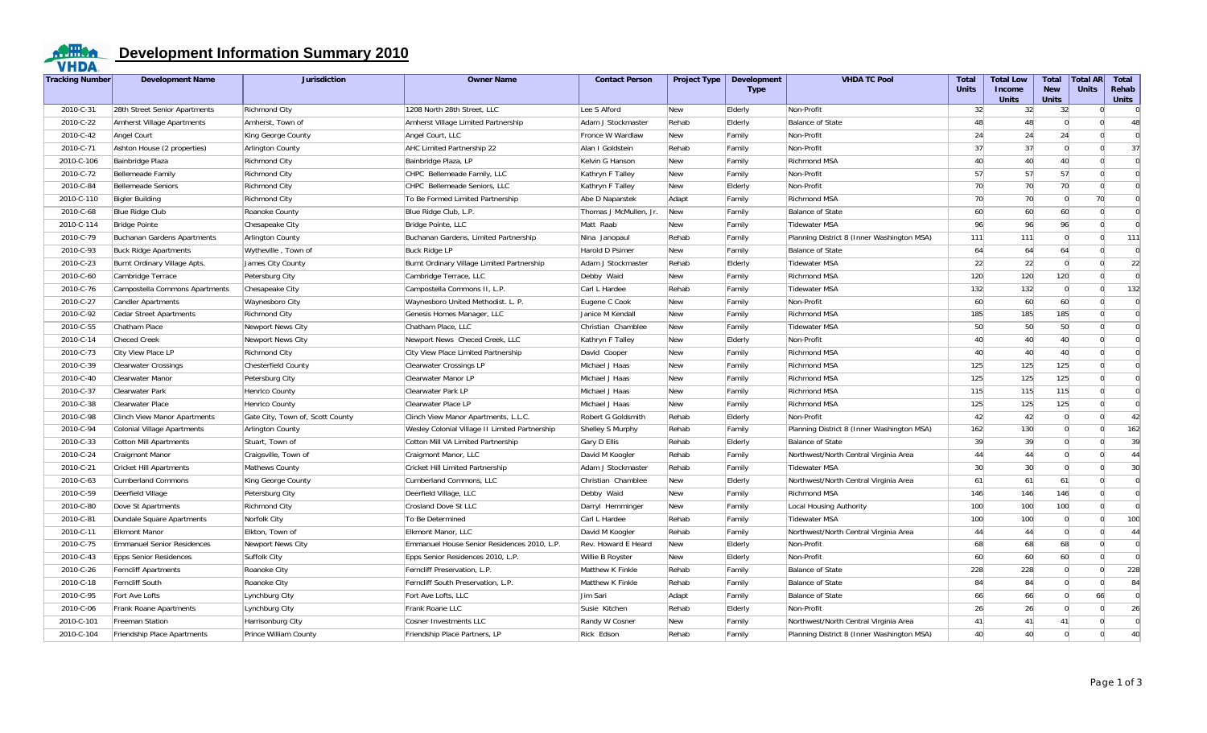# Development Information Summary 2010

| Tracking Number | Development Name | Jurisdiction | Owner Name | Contact Person | Project Type | Development Type | VHDA TC Pool | Total Units | Total Low Income Units | Total New Units | Total AR Units | Total Rehab Units |
|---|---|---|---|---|---|---|---|---|---|---|---|---|
| 2010-C-31 | 28th Street Senior Apartments | Richmond City | 1208 North 28th Street, LLC | Lee S Alford | New | Elderly | Non-Profit | 32 | 32 | 32 | 0 | 0 |
| 2010-C-22 | Amherst Village Apartments | Amherst, Town of | Amherst Village Limited Partnership | Adam J Stockmaster | Rehab | Elderly | Balance of State | 48 | 48 | 0 | 0 | 48 |
| 2010-C-42 | Angel Court | King George County | Angel Court, LLC | Fronce W Wardlaw | New | Family | Non-Profit | 24 | 24 | 24 | 0 | 0 |
| 2010-C-71 | Ashton House (2 properties) | Arlington County | AHC Limited Partnership 22 | Alan I Goldstein | Rehab | Family | Non-Profit | 37 | 37 | 0 | 0 | 37 |
| 2010-C-106 | Bainbridge Plaza | Richmond City | Bainbridge Plaza, LP | Kelvin G Hanson | New | Family | Richmond MSA | 40 | 40 | 40 | 0 | 0 |
| 2010-C-72 | Bellemeade Family | Richmond City | CHPC Bellemeade Family, LLC | Kathryn F Talley | New | Family | Non-Profit | 57 | 57 | 57 | 0 | 0 |
| 2010-C-84 | Bellemeade Seniors | Richmond City | CHPC Bellemeade Seniors, LLC | Kathryn F Talley | New | Elderly | Non-Profit | 70 | 70 | 70 | 0 | 0 |
| 2010-C-110 | Bigler Building | Richmond City | To Be Formed Limited Partnership | Abe D Naparstek | Adapt | Family | Richmond MSA | 70 | 70 | 0 | 70 | 0 |
| 2010-C-68 | Blue Ridge Club | Roanoke County | Blue Ridge Club, L.P. | Thomas J McMullen, Jr. | New | Family | Balance of State | 60 | 60 | 60 | 0 | 0 |
| 2010-C-114 | Bridge Pointe | Chesapeake City | Bridge Pointe, LLC | Matt Raab | New | Family | Tidewater MSA | 96 | 96 | 96 | 0 | 0 |
| 2010-C-79 | Buchanan Gardens Apartments | Arlington County | Buchanan Gardens, Limited Partnership | Nina Janopaul | Rehab | Family | Planning District 8 (Inner Washington MSA) | 111 | 111 | 0 | 0 | 111 |
| 2010-C-93 | Buck Ridge Apartments | Wytheville , Town of | Buck Ridge LP | Harold D Psimer | New | Family | Balance of State | 64 | 64 | 64 | 0 | 0 |
| 2010-C-23 | Burnt Ordinary Village Apts. | James City County | Burnt Ordinary Village Limited Partnership | Adam J Stockmaster | Rehab | Elderly | Tidewater MSA | 22 | 22 | 0 | 0 | 22 |
| 2010-C-60 | Cambridge Terrace | Petersburg City | Cambridge Terrace, LLC | Debby Waid | New | Family | Richmond MSA | 120 | 120 | 120 | 0 | 0 |
| 2010-C-76 | Campostella Commons Apartments | Chesapeake City | Campostella Commons II, L.P. | Carl L Hardee | Rehab | Family | Tidewater MSA | 132 | 132 | 0 | 0 | 132 |
| 2010-C-27 | Candler Apartments | Waynesboro City | Waynesboro United Methodist. L. P. | Eugene C Cook | New | Family | Non-Profit | 60 | 60 | 60 | 0 | 0 |
| 2010-C-92 | Cedar Street Apartments | Richmond City | Genesis Homes Manager, LLC | Janice M Kendall | New | Family | Richmond MSA | 185 | 185 | 185 | 0 | 0 |
| 2010-C-55 | Chatham Place | Newport News City | Chatham Place, LLC | Christian Chamblee | New | Family | Tidewater MSA | 50 | 50 | 50 | 0 | 0 |
| 2010-C-14 | Checed Creek | Newport News City | Newport News Checed Creek, LLC | Kathryn F Talley | New | Elderly | Non-Profit | 40 | 40 | 40 | 0 | 0 |
| 2010-C-73 | City View Place LP | Richmond City | City View Place Limited Partnership | David Cooper | New | Family | Richmond MSA | 40 | 40 | 40 | 0 | 0 |
| 2010-C-39 | Clearwater Crossings | Chesterfield County | Clearwater Crossings LP | Michael J Haas | New | Family | Richmond MSA | 125 | 125 | 125 | 0 | 0 |
| 2010-C-40 | Clearwater Manor | Petersburg City | Clearwater Manor LP | Michael J Haas | New | Family | Richmond MSA | 125 | 125 | 125 | 0 | 0 |
| 2010-C-37 | Clearwater Park | Henrico County | Clearwater Park LP | Michael J Haas | New | Family | Richmond MSA | 115 | 115 | 115 | 0 | 0 |
| 2010-C-38 | Clearwater Place | Henrico County | Clearwater Place LP | Michael J Haas | New | Family | Richmond MSA | 125 | 125 | 125 | 0 | 0 |
| 2010-C-98 | Clinch View Manor Apartments | Gate City, Town of, Scott County | Clinch View Manor Apartments, L.L.C. | Robert G Goldsmith | Rehab | Elderly | Non-Profit | 42 | 42 | 0 | 0 | 42 |
| 2010-C-94 | Colonial Village Apartments | Arlington County | Wesley Colonial Village II Limited Partnership | Shelley S Murphy | Rehab | Family | Planning District 8 (Inner Washington MSA) | 162 | 130 | 0 | 0 | 162 |
| 2010-C-33 | Cotton Mill Apartments | Stuart, Town of | Cotton Mill VA Limited Partnership | Gary D Ellis | Rehab | Elderly | Balance of State | 39 | 39 | 0 | 0 | 39 |
| 2010-C-24 | Craigmont Manor | Craigsville, Town of | Craigmont Manor, LLC | David M Koogler | Rehab | Family | Northwest/North Central Virginia Area | 44 | 44 | 0 | 0 | 44 |
| 2010-C-21 | Cricket Hill Apartments | Mathews County | Cricket Hill Limited Partnership | Adam J Stockmaster | Rehab | Family | Tidewater MSA | 30 | 30 | 0 | 0 | 30 |
| 2010-C-63 | Cumberland Commons | King George County | Cumberland Commons, LLC | Christian Chamblee | New | Elderly | Northwest/North Central Virginia Area | 61 | 61 | 61 | 0 | 0 |
| 2010-C-59 | Deerfield Village | Petersburg City | Deerfield Village, LLC | Debby Waid | New | Family | Richmond MSA | 146 | 146 | 146 | 0 | 0 |
| 2010-C-80 | Dove St Apartments | Richmond City | Crosland Dove St LLC | Darryl Hemminger | New | Family | Local Housing Authority | 100 | 100 | 100 | 0 | 0 |
| 2010-C-81 | Dundale Square Apartments | Norfolk City | To Be Determined | Carl L Hardee | Rehab | Family | Tidewater MSA | 100 | 100 | 0 | 0 | 100 |
| 2010-C-11 | Elkmont Manor | Elkton, Town of | Elkmont Manor, LLC | David M Koogler | Rehab | Family | Northwest/North Central Virginia Area | 44 | 44 | 0 | 0 | 44 |
| 2010-C-75 | Emmanuel Senior Residences | Newport News City | Emmanuel House Senior Residences 2010, L.P. | Rev. Howard E Heard | New | Elderly | Non-Profit | 68 | 68 | 68 | 0 | 0 |
| 2010-C-43 | Epps Senior Residences | Suffolk City | Epps Senior Residences 2010, L.P. | Willie B Royster | New | Elderly | Non-Profit | 60 | 60 | 60 | 0 | 0 |
| 2010-C-26 | Ferncliff Apartments | Roanoke City | Ferncliff Preservation, L.P. | Matthew K Finkle | Rehab | Family | Balance of State | 228 | 228 | 0 | 0 | 228 |
| 2010-C-18 | Ferncliff South | Roanoke City | Ferncliff South Preservation, L.P. | Matthew K Finkle | Rehab | Family | Balance of State | 84 | 84 | 0 | 0 | 84 |
| 2010-C-95 | Fort Ave Lofts | Lynchburg City | Fort Ave Lofts, LLC | Jim Sari | Adapt | Family | Balance of State | 66 | 66 | 0 | 66 | 0 |
| 2010-C-06 | Frank Roane Apartments | Lynchburg City | Frank Roane LLC | Susie Kitchen | Rehab | Elderly | Non-Profit | 26 | 26 | 0 | 0 | 26 |
| 2010-C-101 | Freeman Station | Harrisonburg City | Cosner Investments LLC | Randy W Cosner | New | Family | Northwest/North Central Virginia Area | 41 | 41 | 41 | 0 | 0 |
| 2010-C-104 | Friendship Place Apartments | Prince William County | Friendship Place Partners, LP | Rick Edson | Rehab | Family | Planning District 8 (Inner Washington MSA) | 40 | 40 | 0 | 0 | 40 |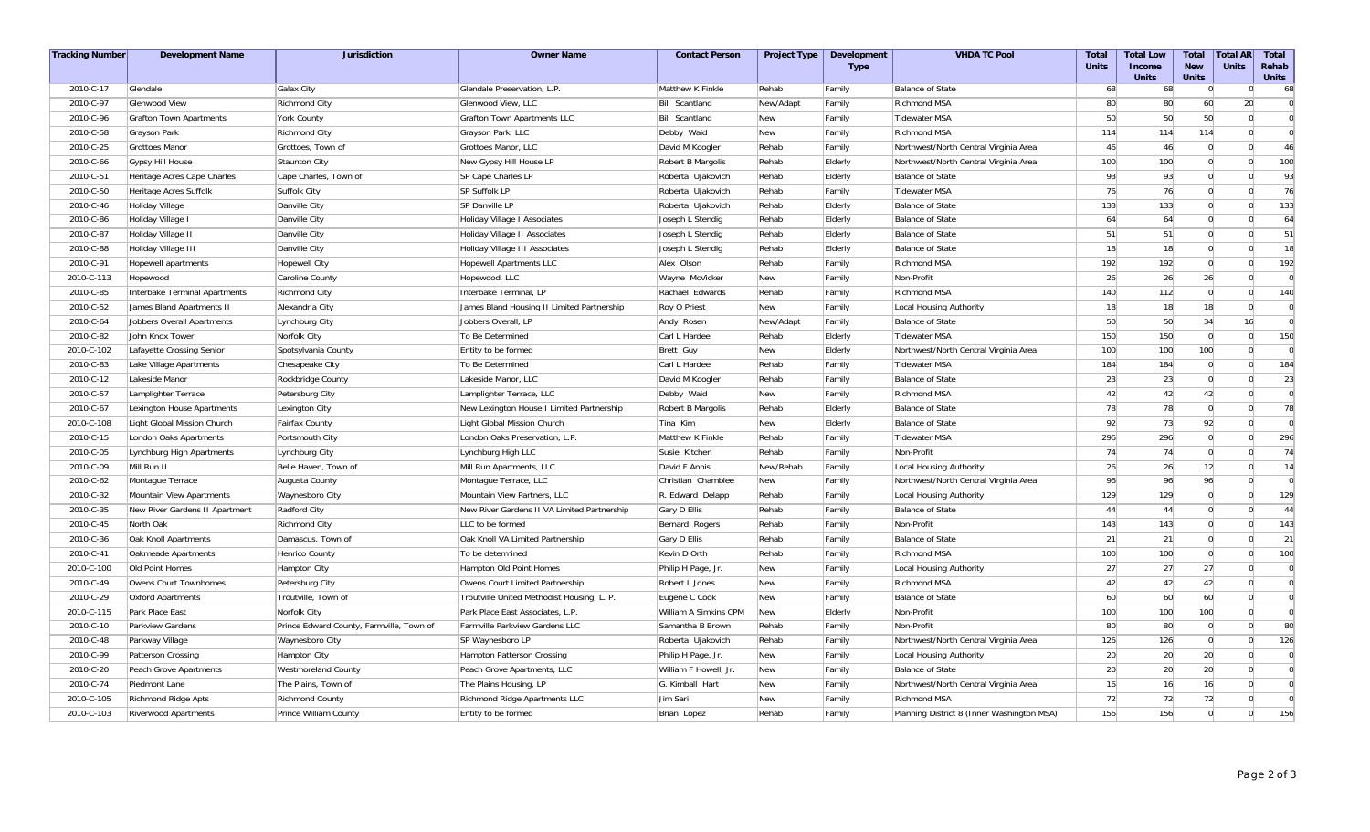| Tracking Number | Development Name | Jurisdiction | Owner Name | Contact Person | Project Type | Development Type | VHDA TC Pool | Total Units | Total Low Income Units | Total New Units | Total AR Units | Total Rehab Units |
|---|---|---|---|---|---|---|---|---|---|---|---|---|
| 2010-C-17 | Glendale | Galax City | Glendale Preservation, L.P. | Matthew K Finkle | Rehab | Family | Balance of State | 68 | 68 | 0 | 0 | 68 |
| 2010-C-97 | Glenwood View | Richmond City | Glenwood View, LLC | Bill Scantland | New/Adapt | Family | Richmond MSA | 80 | 80 | 60 | 20 | 0 |
| 2010-C-96 | Grafton Town Apartments | York County | Grafton Town Apartments LLC | Bill Scantland | New | Family | Tidewater MSA | 50 | 50 | 50 | 0 | 0 |
| 2010-C-58 | Grayson Park | Richmond City | Grayson Park, LLC | Debby Waid | New | Family | Richmond MSA | 114 | 114 | 114 | 0 | 0 |
| 2010-C-25 | Grottoes Manor | Grottoes, Town of | Grottoes Manor, LLC | David M Koogler | Rehab | Family | Northwest/North Central Virginia Area | 46 | 46 | 0 | 0 | 46 |
| 2010-C-66 | Gypsy Hill House | Staunton City | New Gypsy Hill House LP | Robert B Margolis | Rehab | Elderly | Northwest/North Central Virginia Area | 100 | 100 | 0 | 0 | 100 |
| 2010-C-51 | Heritage Acres Cape Charles | Cape Charles, Town of | SP Cape Charles LP | Roberta Ujakovich | Rehab | Elderly | Balance of State | 93 | 93 | 0 | 0 | 93 |
| 2010-C-50 | Heritage Acres Suffolk | Suffolk City | SP Suffolk LP | Roberta Ujakovich | Rehab | Family | Tidewater MSA | 76 | 76 | 0 | 0 | 76 |
| 2010-C-46 | Holiday Village | Danville City | SP Danville LP | Roberta Ujakovich | Rehab | Elderly | Balance of State | 133 | 133 | 0 | 0 | 133 |
| 2010-C-86 | Holiday Village I | Danville City | Holiday Village I Associates | Joseph L Stendig | Rehab | Elderly | Balance of State | 64 | 64 | 0 | 0 | 64 |
| 2010-C-87 | Holiday Village II | Danville City | Holiday Village II Associates | Joseph L Stendig | Rehab | Elderly | Balance of State | 51 | 51 | 0 | 0 | 51 |
| 2010-C-88 | Holiday Village III | Danville City | Holiday Village III Associates | Joseph L Stendig | Rehab | Elderly | Balance of State | 18 | 18 | 0 | 0 | 18 |
| 2010-C-91 | Hopewell apartments | Hopewell City | Hopewell Apartments LLC | Alex Olson | Rehab | Family | Richmond MSA | 192 | 192 | 0 | 0 | 192 |
| 2010-C-113 | Hopewood | Caroline County | Hopewood, LLC | Wayne McVicker | New | Family | Non-Profit | 26 | 26 | 26 | 0 | 0 |
| 2010-C-85 | Interbake Terminal Apartments | Richmond City | Interbake Terminal, LP | Rachael Edwards | Rehab | Family | Richmond MSA | 140 | 112 | 0 | 0 | 140 |
| 2010-C-52 | James Bland Apartments II | Alexandria City | James Bland Housing II Limited Partnership | Roy O Priest | New | Family | Local Housing Authority | 18 | 18 | 18 | 0 | 0 |
| 2010-C-64 | Jobbers Overall Apartments | Lynchburg City | Jobbers Overall, LP | Andy Rosen | New/Adapt | Family | Balance of State | 50 | 50 | 34 | 16 | 0 |
| 2010-C-82 | John Knox Tower | Norfolk City | To Be Determined | Carl L Hardee | Rehab | Elderly | Tidewater MSA | 150 | 150 | 0 | 0 | 150 |
| 2010-C-102 | Lafayette Crossing Senior | Spotsylvania County | Entity to be formed | Brett Guy | New | Elderly | Northwest/North Central Virginia Area | 100 | 100 | 100 | 0 | 0 |
| 2010-C-83 | Lake Village Apartments | Chesapeake City | To Be Determined | Carl L Hardee | Rehab | Family | Tidewater MSA | 184 | 184 | 0 | 0 | 184 |
| 2010-C-12 | Lakeside Manor | Rockbridge County | Lakeside Manor, LLC | David M Koogler | Rehab | Family | Balance of State | 23 | 23 | 0 | 0 | 23 |
| 2010-C-57 | Lamplighter Terrace | Petersburg City | Lamplighter Terrace, LLC | Debby Waid | New | Family | Richmond MSA | 42 | 42 | 42 | 0 | 0 |
| 2010-C-67 | Lexington House Apartments | Lexington City | New Lexington House I Limited Partnership | Robert B Margolis | Rehab | Elderly | Balance of State | 78 | 78 | 0 | 0 | 78 |
| 2010-C-108 | Light Global Mission Church | Fairfax County | Light Global Mission Church | Tina Kim | New | Elderly | Balance of State | 92 | 73 | 92 | 0 | 0 |
| 2010-C-15 | London Oaks Apartments | Portsmouth City | London Oaks Preservation, L.P. | Matthew K Finkle | Rehab | Family | Tidewater MSA | 296 | 296 | 0 | 0 | 296 |
| 2010-C-05 | Lynchburg High Apartments | Lynchburg City | Lynchburg High LLC | Susie Kitchen | Rehab | Family | Non-Profit | 74 | 74 | 0 | 0 | 74 |
| 2010-C-09 | Mill Run II | Belle Haven, Town of | Mill Run Apartments, LLC | David F Annis | New/Rehab | Family | Local Housing Authority | 26 | 26 | 12 | 0 | 14 |
| 2010-C-62 | Montague Terrace | Augusta County | Montague Terrace, LLC | Christian Chamblee | New | Family | Northwest/North Central Virginia Area | 96 | 96 | 96 | 0 | 0 |
| 2010-C-32 | Mountain View Apartments | Waynesboro City | Mountain View Partners, LLC | R. Edward Delapp | Rehab | Family | Local Housing Authority | 129 | 129 | 0 | 0 | 129 |
| 2010-C-35 | New River Gardens II Apartment | Radford City | New River Gardens II VA Limited Partnership | Gary D Ellis | Rehab | Family | Balance of State | 44 | 44 | 0 | 0 | 44 |
| 2010-C-45 | North Oak | Richmond City | LLC to be formed | Bernard Rogers | Rehab | Family | Non-Profit | 143 | 143 | 0 | 0 | 143 |
| 2010-C-36 | Oak Knoll Apartments | Damascus, Town of | Oak Knoll VA Limited Partnership | Gary D Ellis | Rehab | Family | Balance of State | 21 | 21 | 0 | 0 | 21 |
| 2010-C-41 | Oakmeade Apartments | Henrico County | To be determined | Kevin D Orth | Rehab | Family | Richmond MSA | 100 | 100 | 0 | 0 | 100 |
| 2010-C-100 | Old Point Homes | Hampton City | Hampton Old Point Homes | Philip H Page, Jr. | New | Family | Local Housing Authority | 27 | 27 | 27 | 0 | 0 |
| 2010-C-49 | Owens Court Townhomes | Petersburg City | Owens Court Limited Partnership | Robert L Jones | New | Family | Richmond MSA | 42 | 42 | 42 | 0 | 0 |
| 2010-C-29 | Oxford Apartments | Troutville, Town of | Troutville United Methodist Housing, L. P. | Eugene C Cook | New | Family | Balance of State | 60 | 60 | 60 | 0 | 0 |
| 2010-C-115 | Park Place East | Norfolk City | Park Place East Associates, L.P. | William A Simkins CPM | New | Elderly | Non-Profit | 100 | 100 | 100 | 0 | 0 |
| 2010-C-10 | Parkview Gardens | Prince Edward County, Farmville, Town of | Farmville Parkview Gardens LLC | Samantha B Brown | Rehab | Family | Non-Profit | 80 | 80 | 0 | 0 | 80 |
| 2010-C-48 | Parkway Village | Waynesboro City | SP Waynesboro LP | Roberta Ujakovich | Rehab | Family | Northwest/North Central Virginia Area | 126 | 126 | 0 | 0 | 126 |
| 2010-C-99 | Patterson Crossing | Hampton City | Hampton Patterson Crossing | Philip H Page, Jr. | New | Family | Local Housing Authority | 20 | 20 | 20 | 0 | 0 |
| 2010-C-20 | Peach Grove Apartments | Westmoreland County | Peach Grove Apartments, LLC | William F Howell, Jr. | New | Family | Balance of State | 20 | 20 | 20 | 0 | 0 |
| 2010-C-74 | Piedmont Lane | The Plains, Town of | The Plains Housing, LP | G. Kimball Hart | New | Family | Northwest/North Central Virginia Area | 16 | 16 | 16 | 0 | 0 |
| 2010-C-105 | Richmond Ridge Apts | Richmond County | Richmond Ridge Apartments LLC | Jim Sari | New | Family | Richmond MSA | 72 | 72 | 72 | 0 | 0 |
| 2010-C-103 | Riverwood Apartments | Prince William County | Entity to be formed | Brian Lopez | Rehab | Family | Planning District 8 (Inner Washington MSA) | 156 | 156 | 0 | 0 | 156 |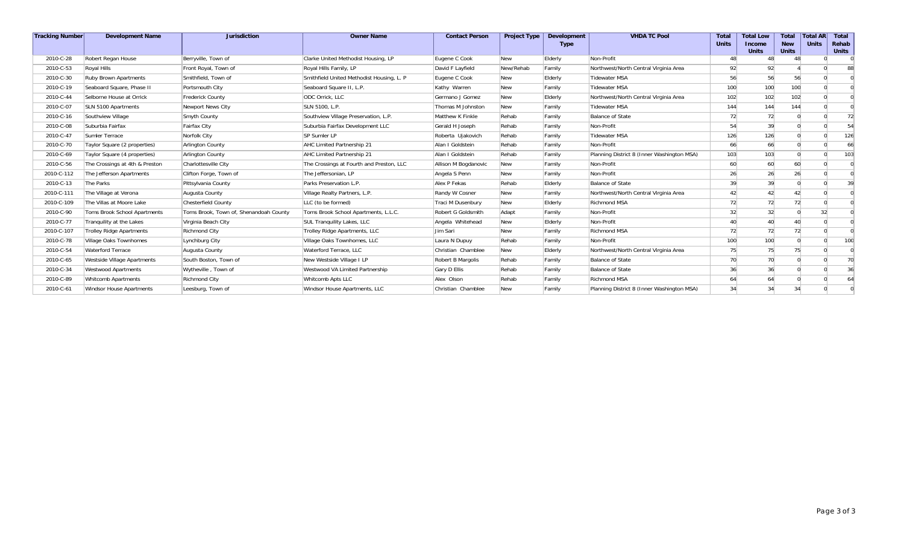| Tracking Number | Development Name | Jurisdiction | Owner Name | Contact Person | Project Type | Development Type | VHDA TC Pool | Total Units | Total Low Income Units | Total New Units | Total AR Units | Total Rehab Units |
|---|---|---|---|---|---|---|---|---|---|---|---|---|
| 2010-C-28 | Robert Regan House | Berryville, Town of | Clarke United Methodist Housing, LP | Eugene C Cook | New | Elderly | Non-Profit | 48 | 48 | 48 | 0 | 0 |
| 2010-C-53 | Royal Hills | Front Royal, Town of | Royal Hills Family, LP | David F Layfield | New/Rehab | Family | Northwest/North Central Virginia Area | 92 | 92 | 4 | 0 | 88 |
| 2010-C-30 | Ruby Brown Apartments | Smithfield, Town of | Smithfield United Methodist Housing, L. P | Eugene C Cook | New | Elderly | Tidewater MSA | 56 | 56 | 56 | 0 | 0 |
| 2010-C-19 | Seaboard Square, Phase II | Portsmouth City | Seaboard Square II, L.P. | Kathy Warren | New | Family | Tidewater MSA | 100 | 100 | 100 | 0 | 0 |
| 2010-C-44 | Selborne House at Orrick | Frederick County | ODC Orrick, LLC | Germano J Gomez | New | Elderly | Northwest/North Central Virginia Area | 102 | 102 | 102 | 0 | 0 |
| 2010-C-07 | SLN 5100 Apartments | Newport News City | SLN 5100, L.P. | Thomas M Johnston | New | Family | Tidewater MSA | 144 | 144 | 144 | 0 | 0 |
| 2010-C-16 | Southview Village | Smyth County | Southview Village Preservation, L.P. | Matthew K Finkle | Rehab | Family | Balance of State | 72 | 72 | 0 | 0 | 72 |
| 2010-C-08 | Suburbia Fairfax | Fairfax City | Suburbia Fairfax Development LLC | Gerald H Joseph | Rehab | Family | Non-Profit | 54 | 39 | 0 | 0 | 54 |
| 2010-C-47 | Sumler Terrace | Norfolk City | SP Sumler LP | Roberta Ujakovich | Rehab | Family | Tidewater MSA | 126 | 126 | 0 | 0 | 126 |
| 2010-C-70 | Taylor Square (2 properties) | Arlington County | AHC Limited Partnership 21 | Alan I Goldstein | Rehab | Family | Non-Profit | 66 | 66 | 0 | 0 | 66 |
| 2010-C-69 | Taylor Square (4 properties) | Arlington County | AHC Limited Partnership 21 | Alan I Goldstein | Rehab | Family | Planning District 8 (Inner Washington MSA) | 103 | 103 | 0 | 0 | 103 |
| 2010-C-56 | The Crossings at 4th & Preston | Charlottesville City | The Crossings at Fourth and Preston, LLC | Allison M Bogdanovic | New | Family | Non-Profit | 60 | 60 | 60 | 0 | 0 |
| 2010-C-112 | The Jefferson Apartments | Clifton Forge, Town of | The Jeffersonian, LP | Angela S Penn | New | Family | Non-Profit | 26 | 26 | 26 | 0 | 0 |
| 2010-C-13 | The Parks | Pittsylvania County | Parks Preservation L.P. | Alex P Fekas | Rehab | Elderly | Balance of State | 39 | 39 | 0 | 0 | 39 |
| 2010-C-111 | The Village at Verona | Augusta County | Village Realty Partners, L.P. | Randy W Cosner | New | Family | Northwest/North Central Virginia Area | 42 | 42 | 42 | 0 | 0 |
| 2010-C-109 | The Villas at Moore Lake | Chesterfield County | LLC (to be formed) | Traci M Dusenbury | New | Elderly | Richmond MSA | 72 | 72 | 72 | 0 | 0 |
| 2010-C-90 | Toms Brook School Apartments | Toms Brook, Town of, Shenandoah County | Toms Brook School Apartments, L.L.C. | Robert G Goldsmith | Adapt | Family | Non-Profit | 32 | 32 | 0 | 32 | 0 |
| 2010-C-77 | Tranquility at the Lakes | Virginia Beach City | SUL Tranquility Lakes, LLC | Angela Whitehead | New | Elderly | Non-Profit | 40 | 40 | 40 | 0 | 0 |
| 2010-C-107 | Trolley Ridge Apartments | Richmond City | Trolley Ridge Apartments, LLC | Jim Sari | New | Family | Richmond MSA | 72 | 72 | 72 | 0 | 0 |
| 2010-C-78 | Village Oaks Townhomes | Lynchburg City | Village Oaks Townhomes, LLC | Laura N Dupuy | Rehab | Family | Non-Profit | 100 | 100 | 0 | 0 | 100 |
| 2010-C-54 | Waterford Terrace | Augusta County | Waterford Terrace, LLC | Christian Chamblee | New | Elderly | Northwest/North Central Virginia Area | 75 | 75 | 75 | 0 | 0 |
| 2010-C-65 | Westside Village Apartments | South Boston, Town of | New Westside Village I LP | Robert B Margolis | Rehab | Family | Balance of State | 70 | 70 | 0 | 0 | 70 |
| 2010-C-34 | Westwood Apartments | Wytheville , Town of | Westwood VA Limited Partnership | Gary D Ellis | Rehab | Family | Balance of State | 36 | 36 | 0 | 0 | 36 |
| 2010-C-89 | Whitcomb Apartments | Richmond City | Whitcomb Apts LLC | Alex Olson | Rehab | Family | Richmond MSA | 64 | 64 | 0 | 0 | 64 |
| 2010-C-61 | Windsor House Apartments | Leesburg, Town of | Windsor House Apartments, LLC | Christian Chamblee | New | Family | Planning District 8 (Inner Washington MSA) | 34 | 34 | 34 | 0 | 0 |